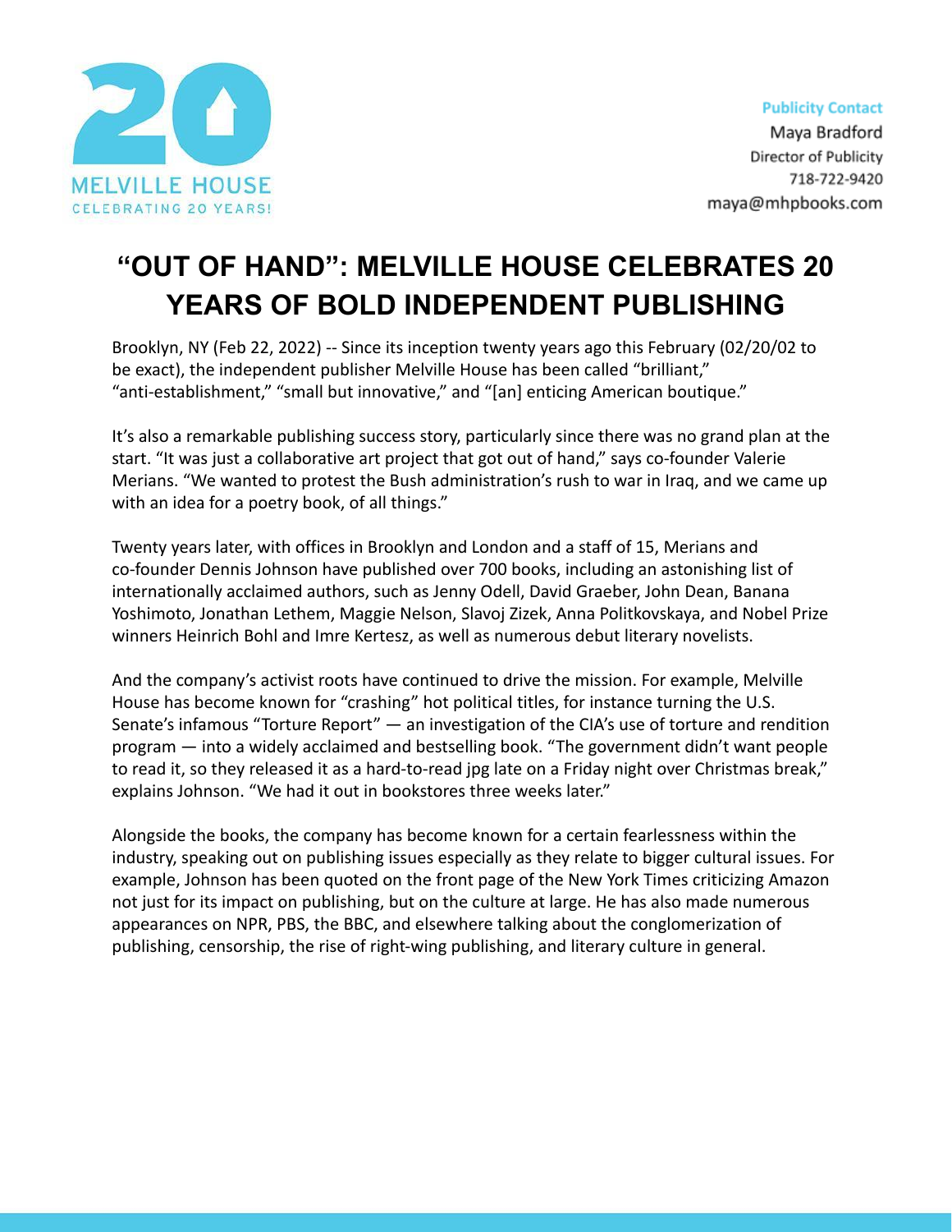MELVILLE HOUSE
CELEBRATING 20 YEARS!

**Publicity Contact**
Maya Bradford
Director of Publicity
718-722-9420
maya@mhpbooks.com

# "OUT OF HAND": MELVILLE HOUSE CELEBRATES 20 YEARS OF BOLD INDEPENDENT PUBLISHING

Brooklyn, NY (Feb 22, 2022) -- Since its inception twenty years ago this February (02/20/02 to be exact), the independent publisher Melville House has been called "brilliant," "anti-establishment," "small but innovative," and "[an] enticing American boutique."

It's also a remarkable publishing success story, particularly since there was no grand plan at the start. "It was just a collaborative art project that got out of hand," says co-founder Valerie Merians. "We wanted to protest the Bush administration's rush to war in Iraq, and we came up with an idea for a poetry book, of all things."

Twenty years later, with offices in Brooklyn and London and a staff of 15, Merians and co-founder Dennis Johnson have published over 700 books, including an astonishing list of internationally acclaimed authors, such as Jenny Odell, David Graeber, John Dean, Banana Yoshimoto, Jonathan Lethem, Maggie Nelson, Slavoj Zizek, Anna Politkovskaya, and Nobel Prize winners Heinrich Bohl and Imre Kertesz, as well as numerous debut literary novelists.

And the company's activist roots have continued to drive the mission. For example, Melville House has become known for "crashing" hot political titles, for instance turning the U.S. Senate's infamous "Torture Report" — an investigation of the CIA's use of torture and rendition program — into a widely acclaimed and bestselling book. "The government didn't want people to read it, so they released it as a hard-to-read jpg late on a Friday night over Christmas break," explains Johnson. "We had it out in bookstores three weeks later."

Alongside the books, the company has become known for a certain fearlessness within the industry, speaking out on publishing issues especially as they relate to bigger cultural issues. For example, Johnson has been quoted on the front page of the New York Times criticizing Amazon not just for its impact on publishing, but on the culture at large. He has also made numerous appearances on NPR, PBS, the BBC, and elsewhere talking about the conglomerization of publishing, censorship, the rise of right-wing publishing, and literary culture in general.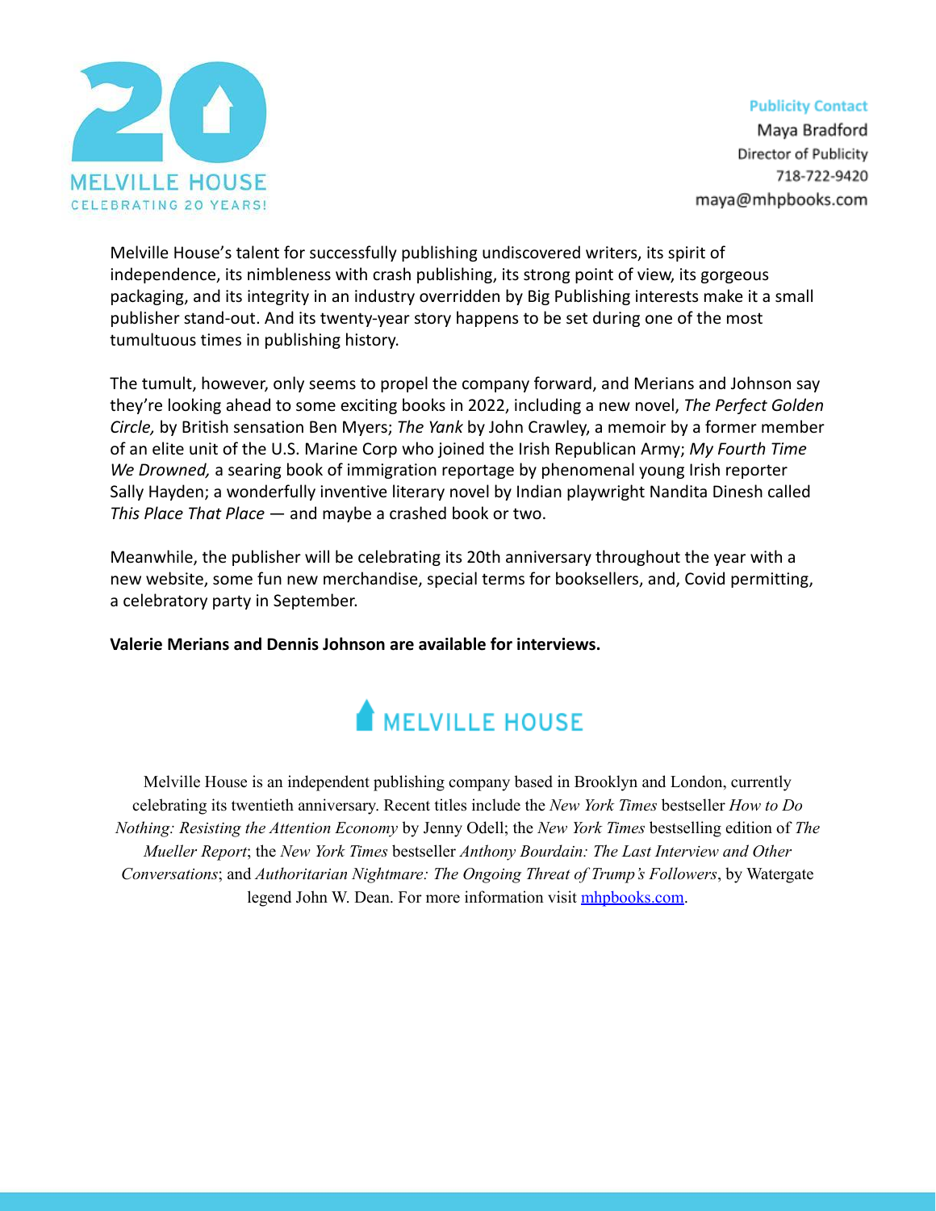MELVILLE HOUSE
CELEBRATING 20 YEARS!

**Publicity Contact**
Maya Bradford
Director of Publicity
718-722-9420
maya@mhpbooks.com

Melville House's talent for successfully publishing undiscovered writers, its spirit of independence, its nimbleness with crash publishing, its strong point of view, its gorgeous packaging, and its integrity in an industry overridden by Big Publishing interests make it a small publisher stand-out. And its twenty-year story happens to be set during one of the most tumultuous times in publishing history.

The tumult, however, only seems to propel the company forward, and Merians and Johnson say they're looking ahead to some exciting books in 2022, including a new novel, *The Perfect Golden Circle,* by British sensation Ben Myers; *The Yank* by John Crawley, a memoir by a former member of an elite unit of the U.S. Marine Corp who joined the Irish Republican Army; *My Fourth Time We Drowned,* a searing book of immigration reportage by phenomenal young Irish reporter Sally Hayden; a wonderfully inventive literary novel by Indian playwright Nandita Dinesh called *This Place That Place* — and maybe a crashed book or two.

Meanwhile, the publisher will be celebrating its 20th anniversary throughout the year with a new website, some fun new merchandise, special terms for booksellers, and, Covid permitting, a celebratory party in September.

**Valerie Merians and Dennis Johnson are available for interviews.**

MELVILLE HOUSE

Melville House is an independent publishing company based in Brooklyn and London, currently celebrating its twentieth anniversary. Recent titles include the *New York Times* bestseller *How to Do Nothing: Resisting the Attention Economy* by Jenny Odell; the *New York Times* bestselling edition of *The Mueller Report*; the *New York Times* bestseller *Anthony Bourdain: The Last Interview and Other Conversations*; and *Authoritarian Nightmare: The Ongoing Threat of Trump's Followers*, by Watergate legend John W. Dean. For more information visit [mhpbooks.com](mhpbooks.com).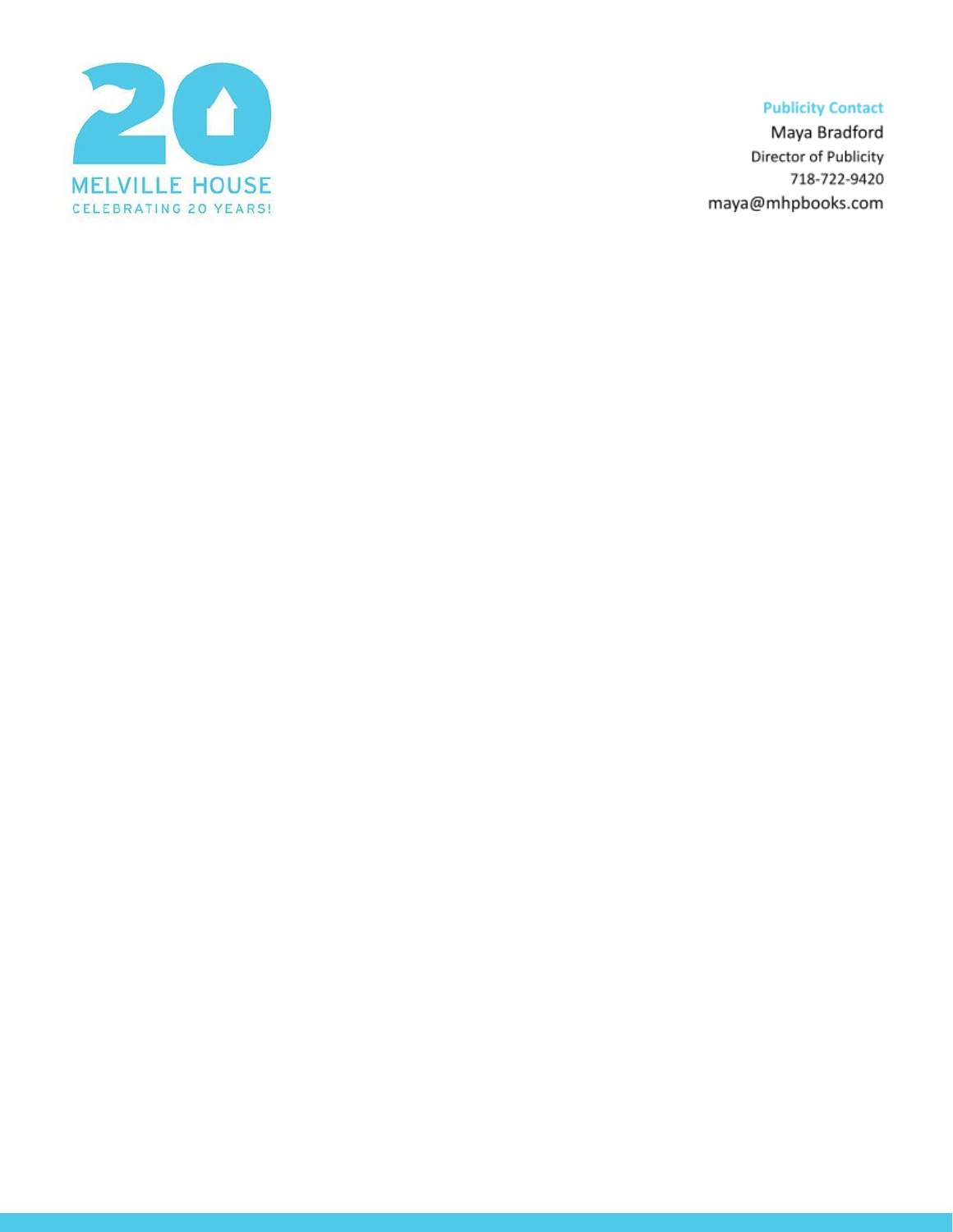MELVILLE HOUSE

CELEBRATING 20 YEARS!

**Publicity Contact**

Maya Bradford

Director of Publicity

718-722-9420

maya@mhpbooks.com